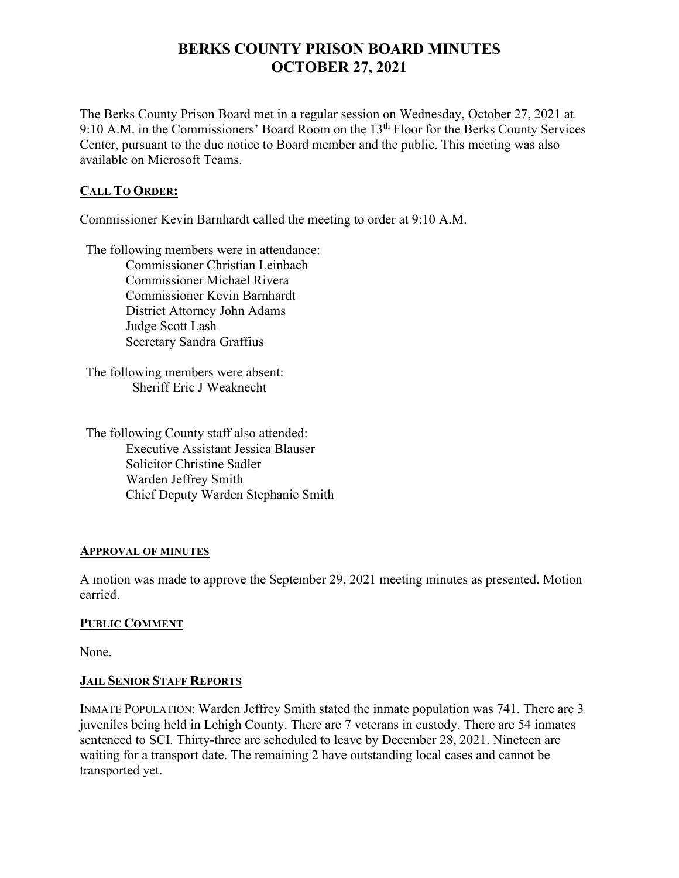# BERKS COUNTY PRISON BOARD MINUTES
# OCTOBER 27, 2021

The Berks County Prison Board met in a regular session on Wednesday, October 27, 2021 at 9:10 A.M. in the Commissioners' Board Room on the 13th Floor for the Berks County Services Center, pursuant to the due notice to Board member and the public. This meeting was also available on Microsoft Teams.

## CALL TO ORDER:

Commissioner Kevin Barnhardt called the meeting to order at 9:10 A.M.

The following members were in attendance:
- Commissioner Christian Leinbach
- Commissioner Michael Rivera
- Commissioner Kevin Barnhardt
- District Attorney John Adams
- Judge Scott Lash
- Secretary Sandra Graffius

The following members were absent:
- Sheriff Eric J Weaknecht

The following County staff also attended:
- Executive Assistant Jessica Blauser
- Solicitor Christine Sadler
- Warden Jeffrey Smith
- Chief Deputy Warden Stephanie Smith

## APPROVAL OF MINUTES

A motion was made to approve the September 29, 2021 meeting minutes as presented. Motion carried.

## PUBLIC COMMENT

None.

## JAIL SENIOR STAFF REPORTS

INMATE POPULATION: Warden Jeffrey Smith stated the inmate population was 741. There are 3 juveniles being held in Lehigh County. There are 7 veterans in custody. There are 54 inmates sentenced to SCI. Thirty-three are scheduled to leave by December 28, 2021. Nineteen are waiting for a transport date. The remaining 2 have outstanding local cases and cannot be transported yet.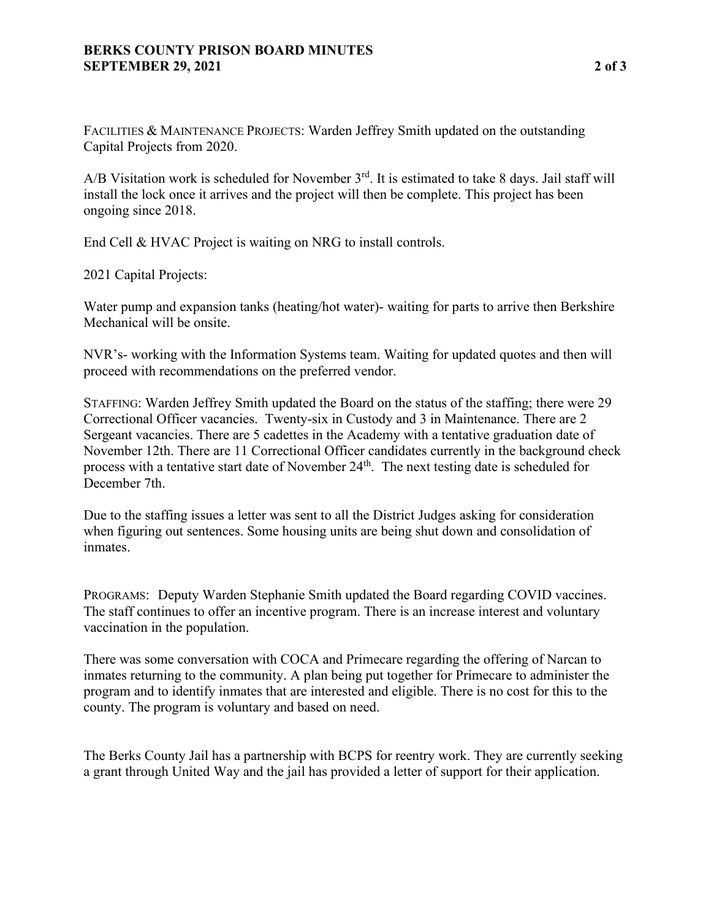FACILITIES & MAINTENANCE PROJECTS: Warden Jeffrey Smith updated on the outstanding Capital Projects from 2020.

A/B Visitation work is scheduled for November 3rd. It is estimated to take 8 days. Jail staff will install the lock once it arrives and the project will then be complete. This project has been ongoing since 2018.

End Cell & HVAC Project is waiting on NRG to install controls.

2021 Capital Projects:

Water pump and expansion tanks (heating/hot water)- waiting for parts to arrive then Berkshire Mechanical will be onsite.

NVR's- working with the Information Systems team. Waiting for updated quotes and then will proceed with recommendations on the preferred vendor.

STAFFING: Warden Jeffrey Smith updated the Board on the status of the staffing; there were 29 Correctional Officer vacancies. Twenty-six in Custody and 3 in Maintenance. There are 2 Sergeant vacancies. There are 5 cadettes in the Academy with a tentative graduation date of November 12th. There are 11 Correctional Officer candidates currently in the background check process with a tentative start date of November 24th. The next testing date is scheduled for December 7th.

Due to the staffing issues a letter was sent to all the District Judges asking for consideration when figuring out sentences. Some housing units are being shut down and consolidation of inmates.

PROGRAMS: Deputy Warden Stephanie Smith updated the Board regarding COVID vaccines. The staff continues to offer an incentive program. There is an increase interest and voluntary vaccination in the population.

There was some conversation with COCA and Primecare regarding the offering of Narcan to inmates returning to the community. A plan being put together for Primecare to administer the program and to identify inmates that are interested and eligible. There is no cost for this to the county. The program is voluntary and based on need.

The Berks County Jail has a partnership with BCPS for reentry work. They are currently seeking a grant through United Way and the jail has provided a letter of support for their application.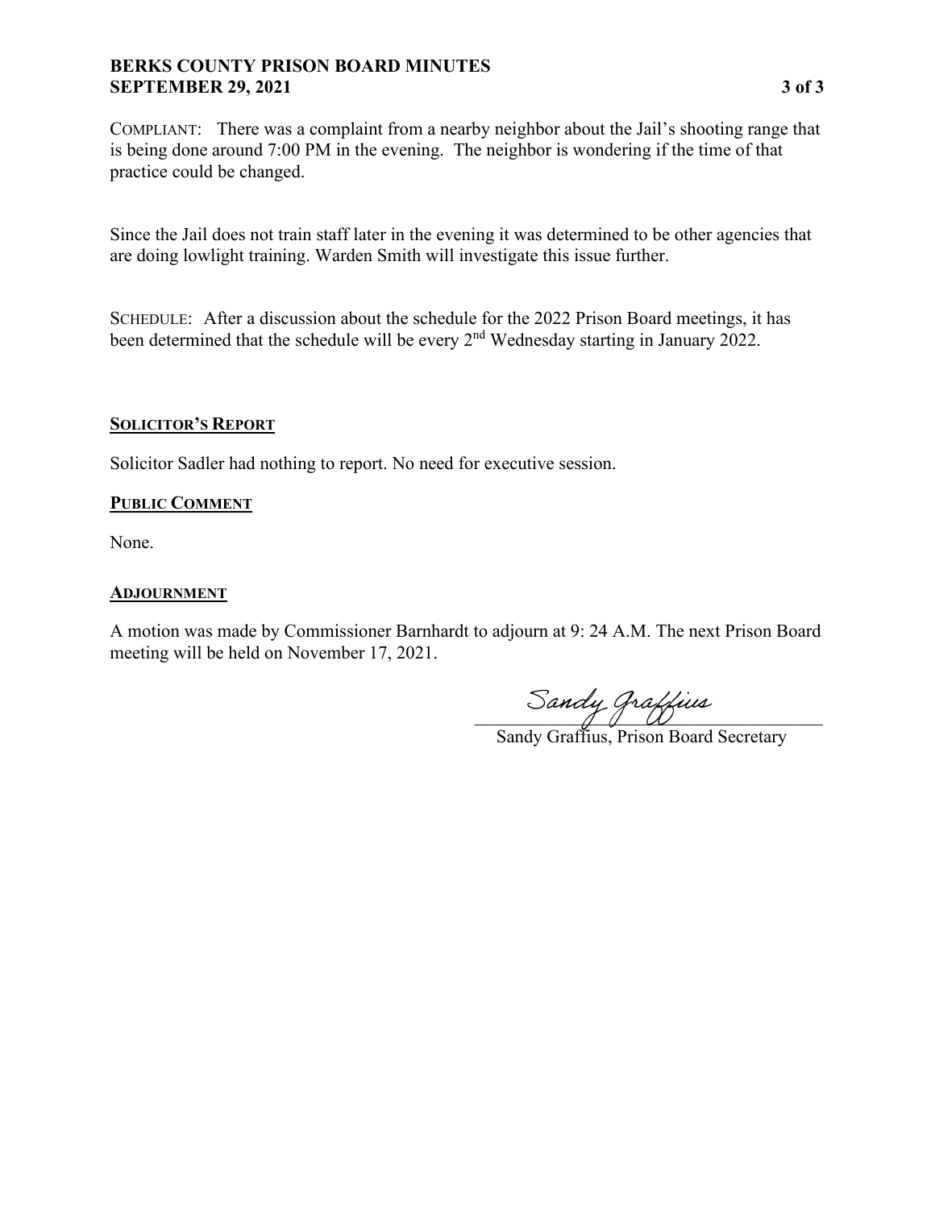COMPLIANT: There was a complaint from a nearby neighbor about the Jail's shooting range that is being done around 7:00 PM in the evening. The neighbor is wondering if the time of that practice could be changed.

Since the Jail does not train staff later in the evening it was determined to be other agencies that are doing lowlight training. Warden Smith will investigate this issue further.

SCHEDULE: After a discussion about the schedule for the 2022 Prison Board meetings, it has been determined that the schedule will be every 2nd Wednesday starting in January 2022.

## SOLICITOR'S REPORT

Solicitor Sadler had nothing to report. No need for executive session.

## PUBLIC COMMENT

None.

## ADJOURNMENT

A motion was made by Commissioner Barnhardt to adjourn at 9: 24 A.M. The next Prison Board meeting will be held on November 17, 2021.

Sandy Graffius

Sandy Graffius, Prison Board Secretary